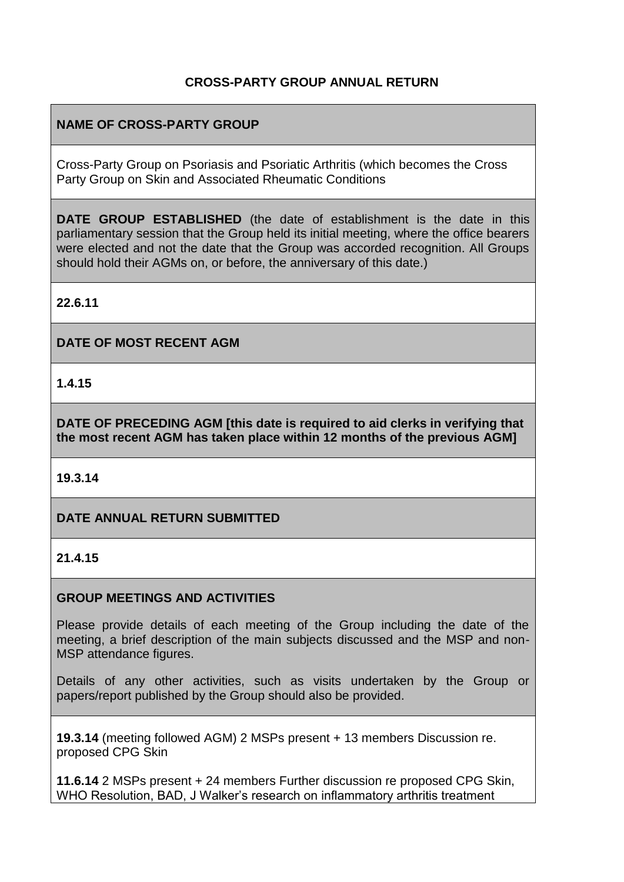# CROSS-PARTY GROUP ANNUAL RETURN

**NAME OF CROSS-PARTY GROUP**

Cross-Party Group on Psoriasis and Psoriatic Arthritis (which becomes the Cross Party Group on Skin and Associated Rheumatic Conditions

**DATE GROUP ESTABLISHED** (the date of establishment is the date in this parliamentary session that the Group held its initial meeting, where the office bearers were elected and not the date that the Group was accorded recognition. All Groups should hold their AGMs on, or before, the anniversary of this date.)

**22.6.11**

**DATE OF MOST RECENT AGM**

**1.4.15**

**DATE OF PRECEDING AGM [this date is required to aid clerks in verifying that the most recent AGM has taken place within 12 months of the previous AGM]**

**19.3.14**

**DATE ANNUAL RETURN SUBMITTED**

**21.4.15**

**GROUP MEETINGS AND ACTIVITIES**

Please provide details of each meeting of the Group including the date of the meeting, a brief description of the main subjects discussed and the MSP and non-MSP attendance figures.

Details of any other activities, such as visits undertaken by the Group or papers/report published by the Group should also be provided.

**19.3.14** (meeting followed AGM) 2 MSPs present + 13 members Discussion re. proposed CPG Skin

**11.6.14** 2 MSPs present + 24 members Further discussion re proposed CPG Skin, WHO Resolution, BAD, J Walker's research on inflammatory arthritis treatment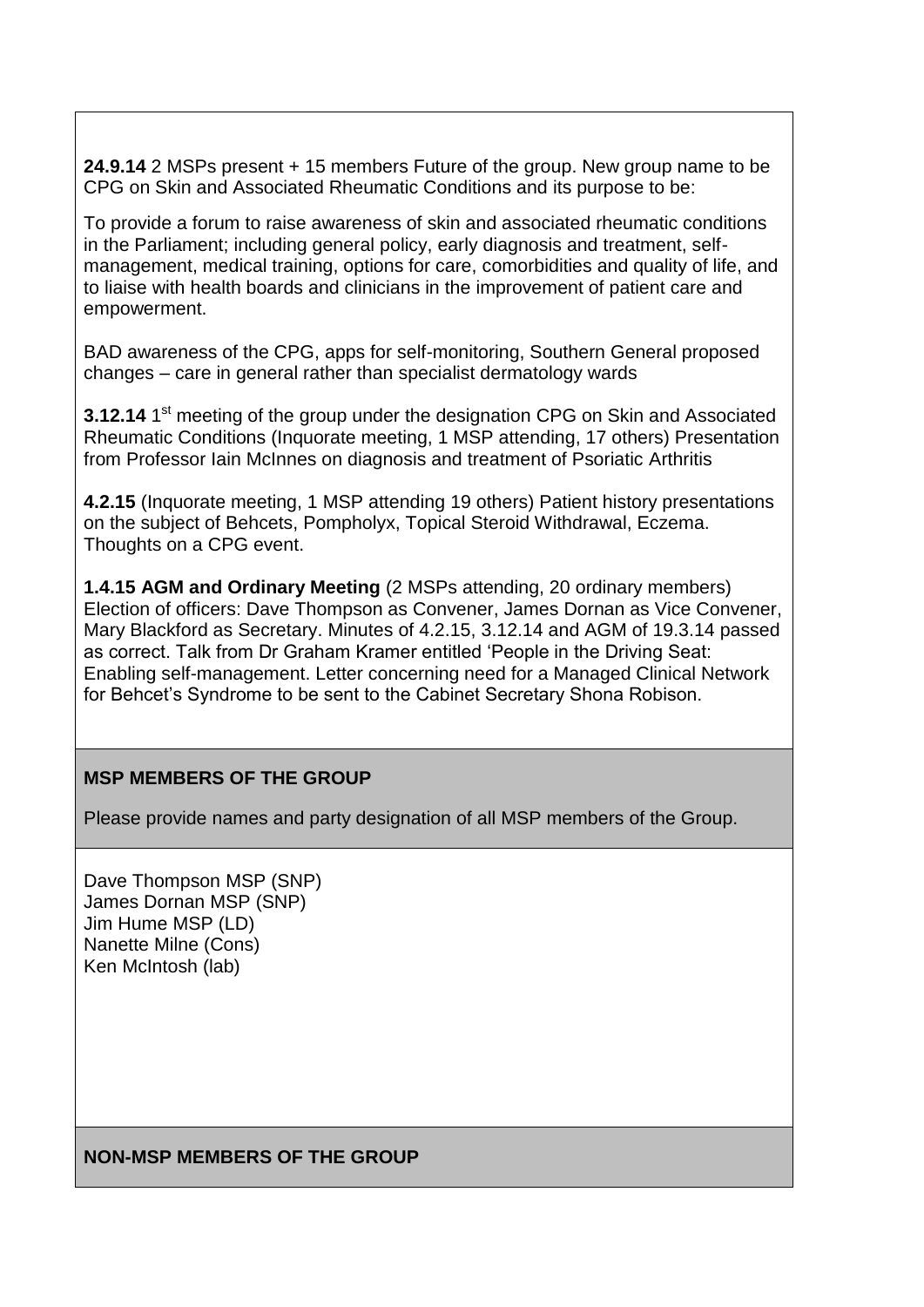**24.9.14** 2 MSPs present + 15 members Future of the group. New group name to be CPG on Skin and Associated Rheumatic Conditions and its purpose to be:

To provide a forum to raise awareness of skin and associated rheumatic conditions in the Parliament; including general policy, early diagnosis and treatment, self-management, medical training, options for care, comorbidities and quality of life, and to liaise with health boards and clinicians in the improvement of patient care and empowerment.

BAD awareness of the CPG, apps for self-monitoring, Southern General proposed changes – care in general rather than specialist dermatology wards

**3.12.14** 1st meeting of the group under the designation CPG on Skin and Associated Rheumatic Conditions (Inquorate meeting, 1 MSP attending, 17 others) Presentation from Professor Iain McInnes on diagnosis and treatment of Psoriatic Arthritis

**4.2.15** (Inquorate meeting, 1 MSP attending 19 others) Patient history presentations on the subject of Behcets, Pompholyx, Topical Steroid Withdrawal, Eczema. Thoughts on a CPG event.

**1.4.15 AGM and Ordinary Meeting** (2 MSPs attending, 20 ordinary members) Election of officers: Dave Thompson as Convener, James Dornan as Vice Convener, Mary Blackford as Secretary. Minutes of 4.2.15, 3.12.14 and AGM of 19.3.14 passed as correct. Talk from Dr Graham Kramer entitled 'People in the Driving Seat: Enabling self-management. Letter concerning need for a Managed Clinical Network for Behcet's Syndrome to be sent to the Cabinet Secretary Shona Robison.

**MSP MEMBERS OF THE GROUP**

Please provide names and party designation of all MSP members of the Group.

Dave Thompson MSP (SNP)
James Dornan MSP (SNP)
Jim Hume MSP (LD)
Nanette Milne (Cons)
Ken McIntosh (lab)

**NON-MSP MEMBERS OF THE GROUP**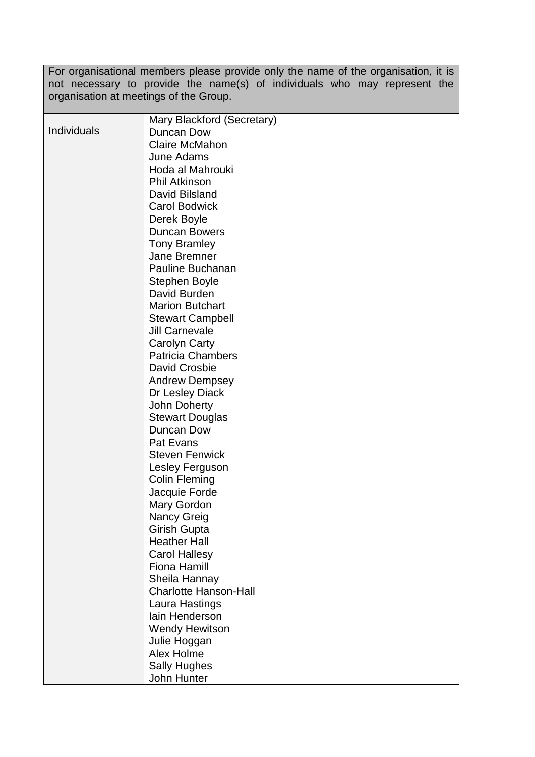| For organisational members please provide only the name of the organisation, it is not necessary to provide the name(s) of individuals who may represent the organisation at meetings of the Group. | |
|---|---|
| Individuals | Mary Blackford (Secretary)<br>Duncan Dow<br>Claire McMahon<br>June Adams<br>Hoda al Mahrouki<br>Phil Atkinson<br>David Bilsland<br>Carol Bodwick<br>Derek Boyle<br>Duncan Bowers<br>Tony Bramley<br>Jane Bremner<br>Pauline Buchanan<br>Stephen Boyle<br>David Burden<br>Marion Butchart<br>Stewart Campbell<br>Jill Carnevale<br>Carolyn Carty<br>Patricia Chambers<br>David Crosbie<br>Andrew Dempsey<br>Dr Lesley Diack<br>John Doherty<br>Stewart Douglas<br>Duncan Dow<br>Pat Evans<br>Steven Fenwick<br>Lesley Ferguson<br>Colin Fleming<br>Jacquie Forde<br>Mary Gordon<br>Nancy Greig<br>Girish Gupta<br>Heather Hall<br>Carol Hallesy<br>Fiona Hamill<br>Sheila Hannay<br>Charlotte Hanson-Hall<br>Laura Hastings<br>Iain Henderson<br>Wendy Hewitson<br>Julie Hoggan<br>Alex Holme<br>Sally Hughes<br>John Hunter |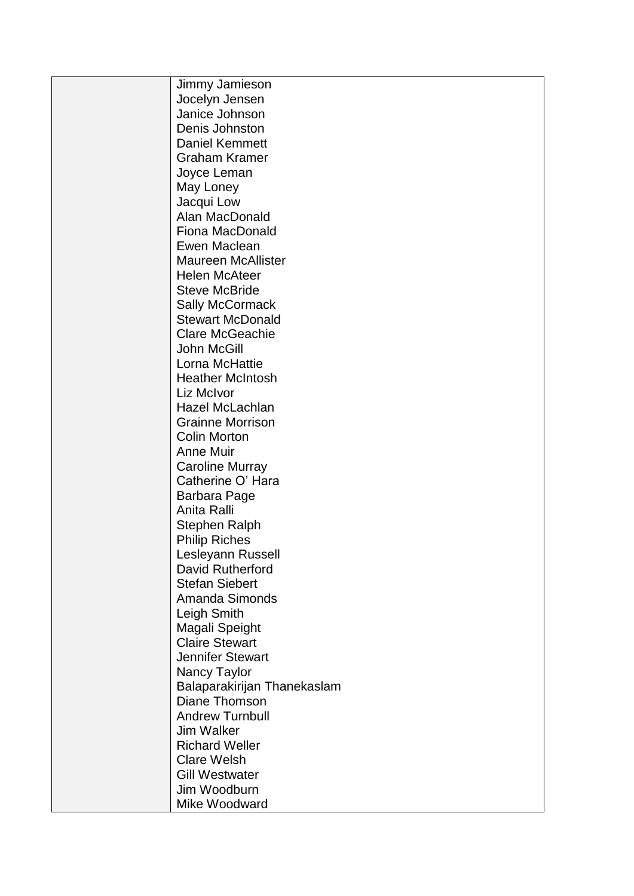|  | Jimmy Jamieson<br>Jocelyn Jensen<br>Janice Johnson<br>Denis Johnston<br>Daniel Kemmett<br>Graham Kramer<br>Joyce Leman<br>May Loney<br>Jacqui Low<br>Alan MacDonald<br>Fiona MacDonald<br>Ewen Maclean<br>Maureen McAllister<br>Helen McAteer<br>Steve McBride<br>Sally McCormack<br>Stewart McDonald<br>Clare McGeachie<br>John McGill<br>Lorna McHattie<br>Heather McIntosh<br>Liz McIvor<br>Hazel McLachlan<br>Grainne Morrison<br>Colin Morton<br>Anne Muir<br>Caroline Murray<br>Catherine O' Hara<br>Barbara Page<br>Anita Ralli<br>Stephen Ralph<br>Philip Riches<br>Lesleyann Russell<br>David Rutherford<br>Stefan Siebert<br>Amanda Simonds<br>Leigh Smith<br>Magali Speight<br>Claire Stewart<br>Jennifer Stewart<br>Nancy Taylor<br>Balaparakirijan Thanekaslam<br>Diane Thomson<br>Andrew Turnbull<br>Jim Walker<br>Richard Weller<br>Clare Welsh<br>Gill Westwater<br>Jim Woodburn<br>Mike Woodward |
|---|---|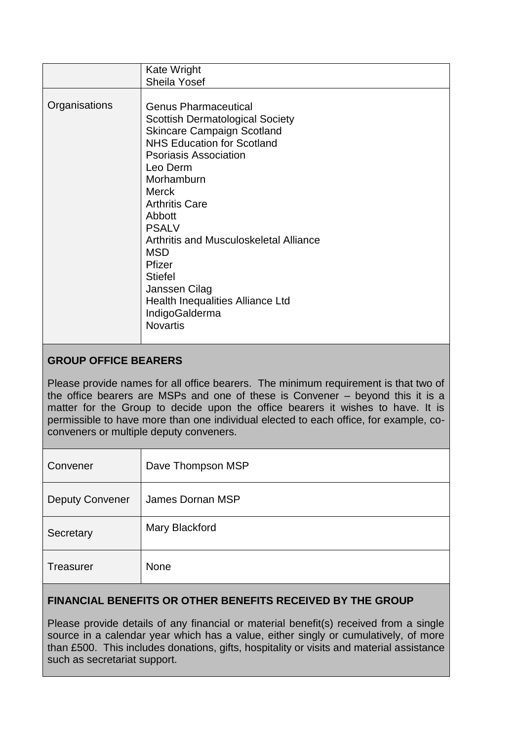|  |  |
| --- | --- |
|  | Kate Wright<br>Sheila Yosef |
| Organisations | Genus Pharmaceutical<br>Scottish Dermatological Society<br>Skincare Campaign Scotland<br>NHS Education for Scotland<br>Psoriasis Association<br>Leo Derm<br>Morhamburn<br>Merck<br>Arthritis Care<br>Abbott<br>PSALV<br>Arthritis and Musculoskeletal Alliance<br>MSD<br>Pfizer<br>Stiefel<br>Janssen Cilag<br>Health Inequalities Alliance Ltd<br>IndigoGalderma<br>Novartis |

**GROUP OFFICE BEARERS**

Please provide names for all office bearers. The minimum requirement is that two of the office bearers are MSPs and one of these is Convener – beyond this it is a matter for the Group to decide upon the office bearers it wishes to have. It is permissible to have more than one individual elected to each office, for example, co-conveners or multiple deputy conveners.

|  |  |
| --- | --- |
| Convener | Dave Thompson MSP |
| Deputy Convener | James Dornan MSP |
| Secretary | Mary Blackford |
| Treasurer | None |

**FINANCIAL BENEFITS OR OTHER BENEFITS RECEIVED BY THE GROUP**

Please provide details of any financial or material benefit(s) received from a single source in a calendar year which has a value, either singly or cumulatively, of more than £500. This includes donations, gifts, hospitality or visits and material assistance such as secretariat support.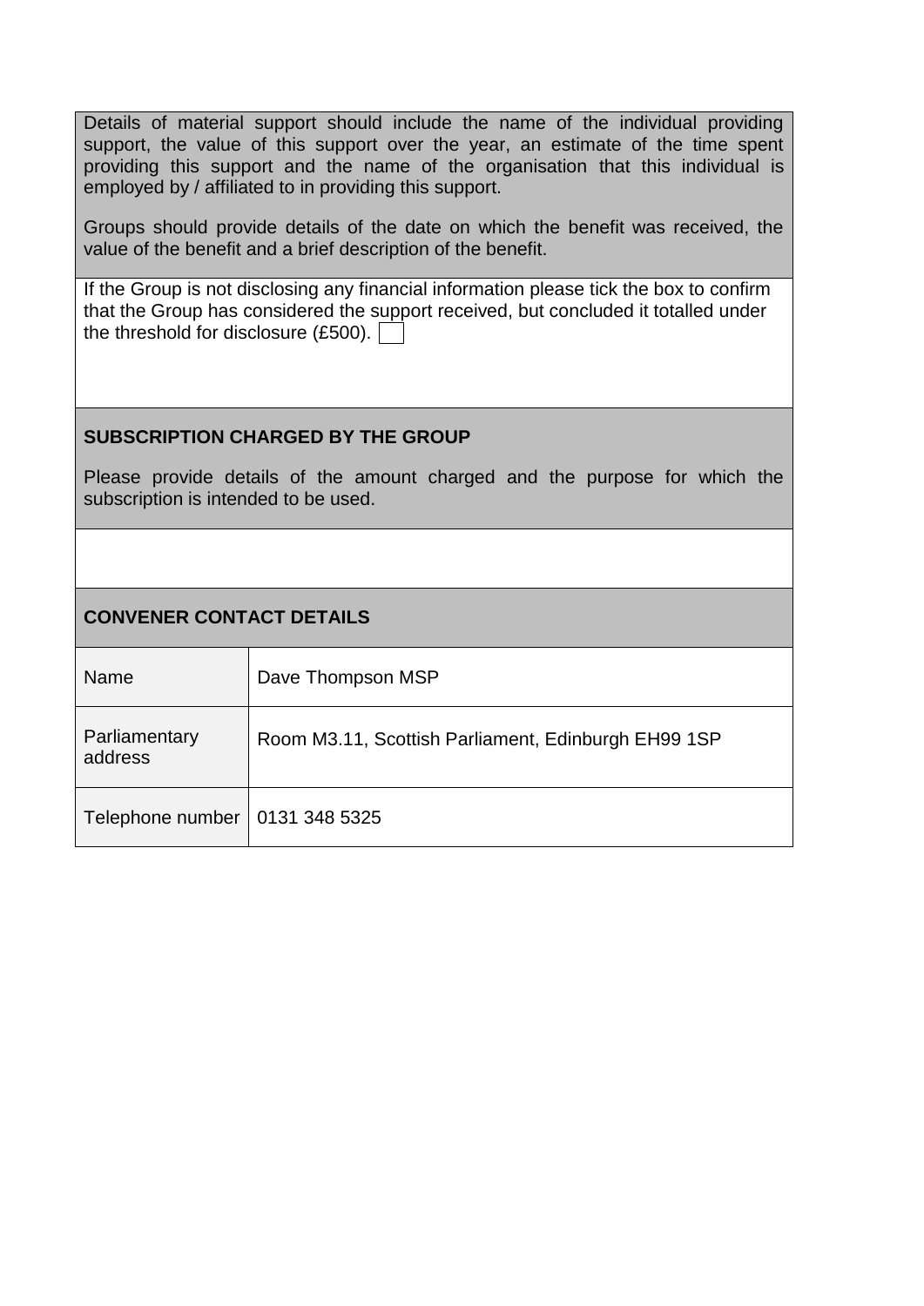Details of material support should include the name of the individual providing support, the value of this support over the year, an estimate of the time spent providing this support and the name of the organisation that this individual is employed by / affiliated to in providing this support.

Groups should provide details of the date on which the benefit was received, the value of the benefit and a brief description of the benefit.

If the Group is not disclosing any financial information please tick the box to confirm that the Group has considered the support received, but concluded it totalled under the threshold for disclosure (£500). ☐

**SUBSCRIPTION CHARGED BY THE GROUP**

Please provide details of the amount charged and the purpose for which the subscription is intended to be used.

**CONVENER CONTACT DETAILS**

| | |
|---|---|
| Name | Dave Thompson MSP |
| Parliamentary address | Room M3.11, Scottish Parliament, Edinburgh EH99 1SP |
| Telephone number | 0131 348 5325 |